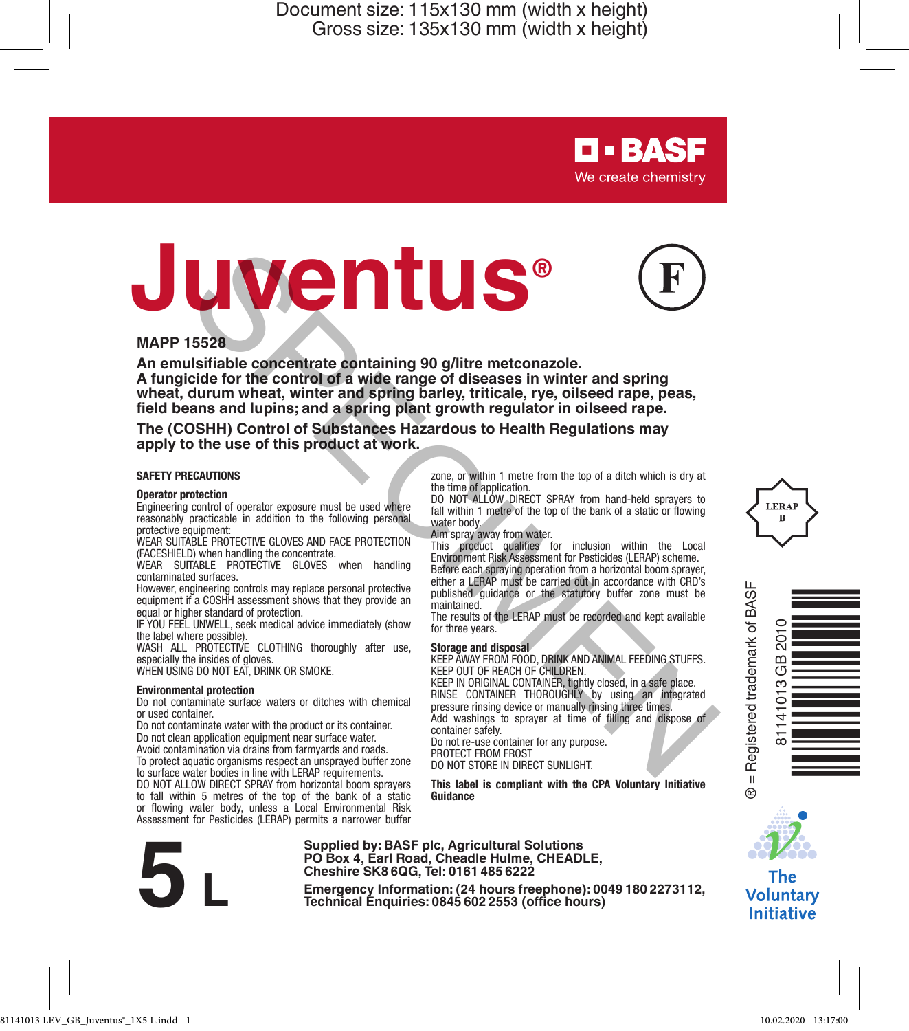Document size: 115x130 mm (width x height)
Gross size: 135x130 mm (width x height)

BASF
We create chemistry

# Juventus®

F

**MAPP 15528**

**An emulsifiable concentrate containing 90 g/litre metconazole.**
**A fungicide for the control of a wide range of diseases in winter and spring wheat, durum wheat, winter and spring barley, triticale, rye, oilseed rape, peas, field beans and lupins; and a spring plant growth regulator in oilseed rape.**

**The (COSHH) Control of Substances Hazardous to Health Regulations may apply to the use of this product at work.**

## SAFETY PRECAUTIONS

### Operator protection

Engineering control of operator exposure must be used where reasonably practicable in addition to the following personal protective equipment:
WEAR SUITABLE PROTECTIVE GLOVES AND FACE PROTECTION (FACESHIELD) when handling the concentrate.
WEAR SUITABLE PROTECTIVE GLOVES when handling contaminated surfaces.
However, engineering controls may replace personal protective equipment if a COSHH assessment shows that they provide an equal or higher standard of protection.
IF YOU FEEL UNWELL, seek medical advice immediately (show the label where possible).
WASH ALL PROTECTIVE CLOTHING thoroughly after use, especially the insides of gloves.
WHEN USING DO NOT EAT, DRINK OR SMOKE.

### Environmental protection

Do not contaminate surface waters or ditches with chemical or used container.
Do not contaminate water with the product or its container.
Do not clean application equipment near surface water.
Avoid contamination via drains from farmyards and roads.
To protect aquatic organisms respect an unsprayed buffer zone to surface water bodies in line with LERAP requirements.
DO NOT ALLOW DIRECT SPRAY from horizontal boom sprayers to fall within 5 metres of the top of the bank of a static or flowing water body, unless a Local Environmental Risk Assessment for Pesticides (LERAP) permits a narrower buffer zone, or within 1 metre from the top of a ditch which is dry at the time of application.
DO NOT ALLOW DIRECT SPRAY from hand-held sprayers to fall within 1 metre of the top of the bank of a static or flowing water body.
Aim spray away from water.
This product qualifies for inclusion within the Local Environment Risk Assessment for Pesticides (LERAP) scheme.
Before each spraying operation from a horizontal boom sprayer, either a LERAP must be carried out in accordance with CRD's published guidance or the statutory buffer zone must be maintained.
The results of the LERAP must be recorded and kept available for three years.

### Storage and disposal

KEEP AWAY FROM FOOD, DRINK AND ANIMAL FEEDING STUFFS.
KEEP OUT OF REACH OF CHILDREN.
KEEP IN ORIGINAL CONTAINER, tightly closed, in a safe place.
RINSE CONTAINER THOROUGHLY by using an integrated pressure rinsing device or manually rinsing three times.
Add washings to sprayer at time of filling and dispose of container safely.
Do not re-use container for any purpose.
PROTECT FROM FROST
DO NOT STORE IN DIRECT SUNLIGHT.

**This label is compliant with the CPA Voluntary Initiative Guidance**

LERAP B

® = Registered trademark of BASF

81141013 GB 2010

The Voluntary Initiative

**5 L**

**Supplied by: BASF plc, Agricultural Solutions**
**PO Box 4, Earl Road, Cheadle Hulme, CHEADLE, Cheshire SK8 6QG, Tel: 0161 485 6222**

**Emergency Information: (24 hours freephone): 0049 180 2273112,**
**Technical Enquiries: 0845 602 2553 (office hours)**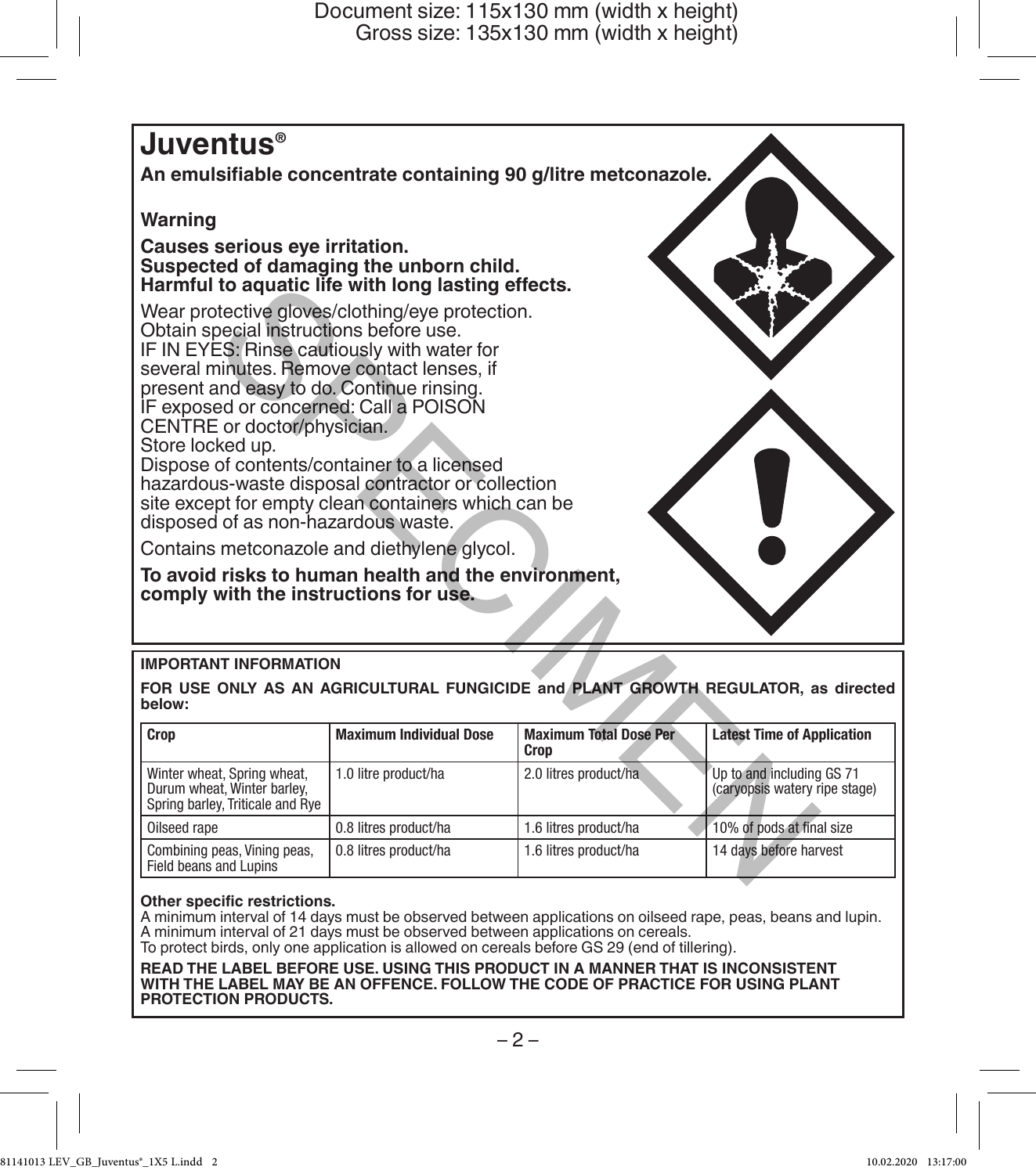# Juventus®

**An emulsifiable concentrate containing 90 g/litre metconazole.**

**Warning**

**Causes serious eye irritation.**
**Suspected of damaging the unborn child.**
**Harmful to aquatic life with long lasting effects.**

Wear protective gloves/clothing/eye protection.
Obtain special instructions before use.
IF IN EYES: Rinse cautiously with water for several minutes. Remove contact lenses, if present and easy to do. Continue rinsing.
IF exposed or concerned: Call a POISON CENTRE or doctor/physician.
Store locked up.
Dispose of contents/container to a licensed hazardous-waste disposal contractor or collection site except for empty clean containers which can be disposed of as non-hazardous waste.

Contains metconazole and diethylene glycol.

**To avoid risks to human health and the environment, comply with the instructions for use.**

**IMPORTANT INFORMATION**

**FOR USE ONLY AS AN AGRICULTURAL FUNGICIDE and PLANT GROWTH REGULATOR, as directed below:**

| Crop | Maximum Individual Dose | Maximum Total Dose Per Crop | Latest Time of Application |
|---|---|---|---|
| Winter wheat, Spring wheat, Durum wheat, Winter barley, Spring barley, Triticale and Rye | 1.0 litre product/ha | 2.0 litres product/ha | Up to and including GS 71 (caryopsis watery ripe stage) |
| Oilseed rape | 0.8 litres product/ha | 1.6 litres product/ha | 10% of pods at final size |
| Combining peas, Vining peas, Field beans and Lupins | 0.8 litres product/ha | 1.6 litres product/ha | 14 days before harvest |

**Other specific restrictions.**
A minimum interval of 14 days must be observed between applications on oilseed rape, peas, beans and lupin.
A minimum interval of 21 days must be observed between applications on cereals.
To protect birds, only one application is allowed on cereals before GS 29 (end of tillering).

**READ THE LABEL BEFORE USE. USING THIS PRODUCT IN A MANNER THAT IS INCONSISTENT WITH THE LABEL MAY BE AN OFFENCE. FOLLOW THE CODE OF PRACTICE FOR USING PLANT PROTECTION PRODUCTS.**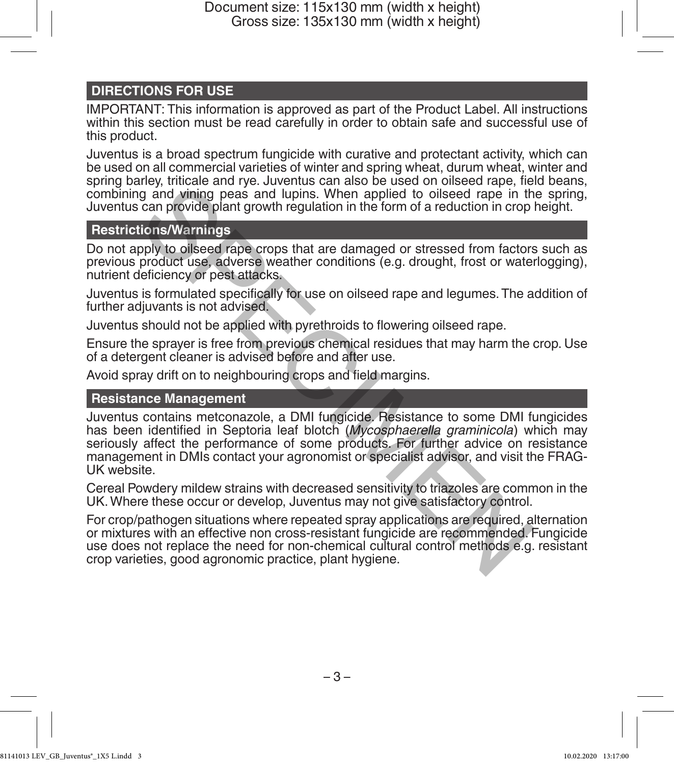## DIRECTIONS FOR USE

IMPORTANT: This information is approved as part of the Product Label. All instructions within this section must be read carefully in order to obtain safe and successful use of this product.

Juventus is a broad spectrum fungicide with curative and protectant activity, which can be used on all commercial varieties of winter and spring wheat, durum wheat, winter and spring barley, triticale and rye. Juventus can also be used on oilseed rape, field beans, combining and vining peas and lupins. When applied to oilseed rape in the spring, Juventus can provide plant growth regulation in the form of a reduction in crop height.

### Restrictions/Warnings

Do not apply to oilseed rape crops that are damaged or stressed from factors such as previous product use, adverse weather conditions (e.g. drought, frost or waterlogging), nutrient deficiency or pest attacks.

Juventus is formulated specifically for use on oilseed rape and legumes. The addition of further adjuvants is not advised.

Juventus should not be applied with pyrethroids to flowering oilseed rape.

Ensure the sprayer is free from previous chemical residues that may harm the crop. Use of a detergent cleaner is advised before and after use.

Avoid spray drift on to neighbouring crops and field margins.

### Resistance Management

Juventus contains metconazole, a DMI fungicide. Resistance to some DMI fungicides has been identified in Septoria leaf blotch (*Mycosphaerella graminicola*) which may seriously affect the performance of some products. For further advice on resistance management in DMIs contact your agronomist or specialist advisor, and visit the FRAG-UK website.

Cereal Powdery mildew strains with decreased sensitivity to triazoles are common in the UK. Where these occur or develop, Juventus may not give satisfactory control.

For crop/pathogen situations where repeated spray applications are required, alternation or mixtures with an effective non cross-resistant fungicide are recommended. Fungicide use does not replace the need for non-chemical cultural control methods e.g. resistant crop varieties, good agronomic practice, plant hygiene.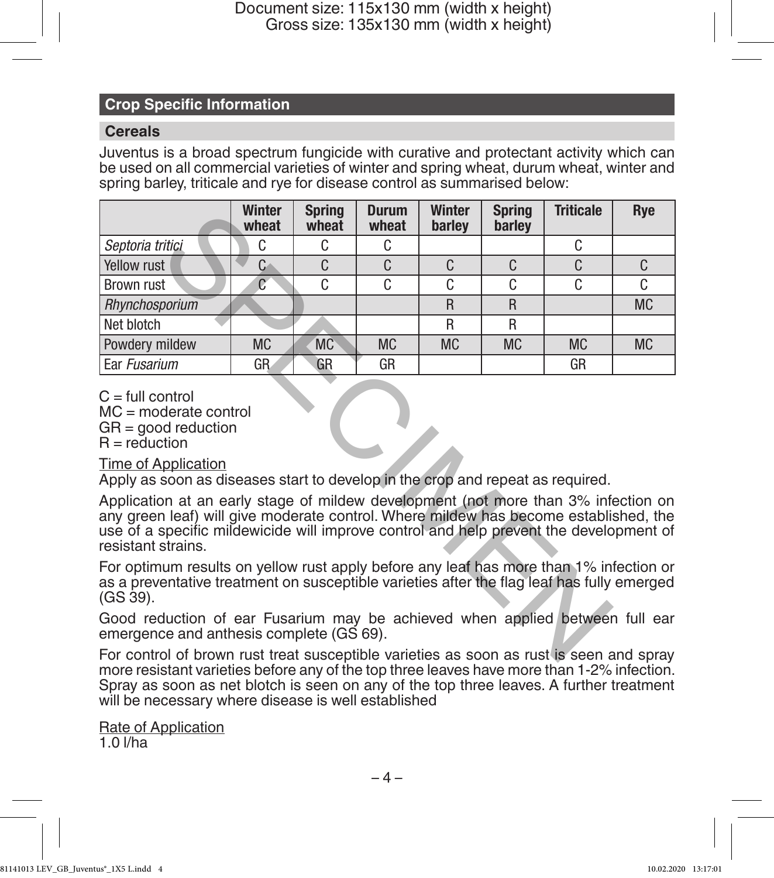## Crop Specific Information

### Cereals

Juventus is a broad spectrum fungicide with curative and protectant activity which can be used on all commercial varieties of winter and spring wheat, durum wheat, winter and spring barley, triticale and rye for disease control as summarised below:

| | Winter wheat | Spring wheat | Durum wheat | Winter barley | Spring barley | Triticale | Rye |
|---|---|---|---|---|---|---|---|
| *Septoria tritici* | C | C | C | | | C | |
| Yellow rust | C | C | C | C | C | C | C |
| Brown rust | C | C | C | C | C | C | C |
| *Rhynchosporium* | | | | R | R | | MC |
| Net blotch | | | | R | R | | |
| Powdery mildew | MC | MC | MC | MC | MC | MC | MC |
| Ear *Fusarium* | GR | GR | GR | | | GR | |

C = full control
MC = moderate control
GR = good reduction
R = reduction

Time of Application

Apply as soon as diseases start to develop in the crop and repeat as required.

Application at an early stage of mildew development (not more than 3% infection on any green leaf) will give moderate control. Where mildew has become established, the use of a specific mildewicide will improve control and help prevent the development of resistant strains.

For optimum results on yellow rust apply before any leaf has more than 1% infection or as a preventative treatment on susceptible varieties after the flag leaf has fully emerged (GS 39).

Good reduction of ear Fusarium may be achieved when applied between full ear emergence and anthesis complete (GS 69).

For control of brown rust treat susceptible varieties as soon as rust is seen and spray more resistant varieties before any of the top three leaves have more than 1-2% infection. Spray as soon as net blotch is seen on any of the top three leaves. A further treatment will be necessary where disease is well established

Rate of Application

1.0 l/ha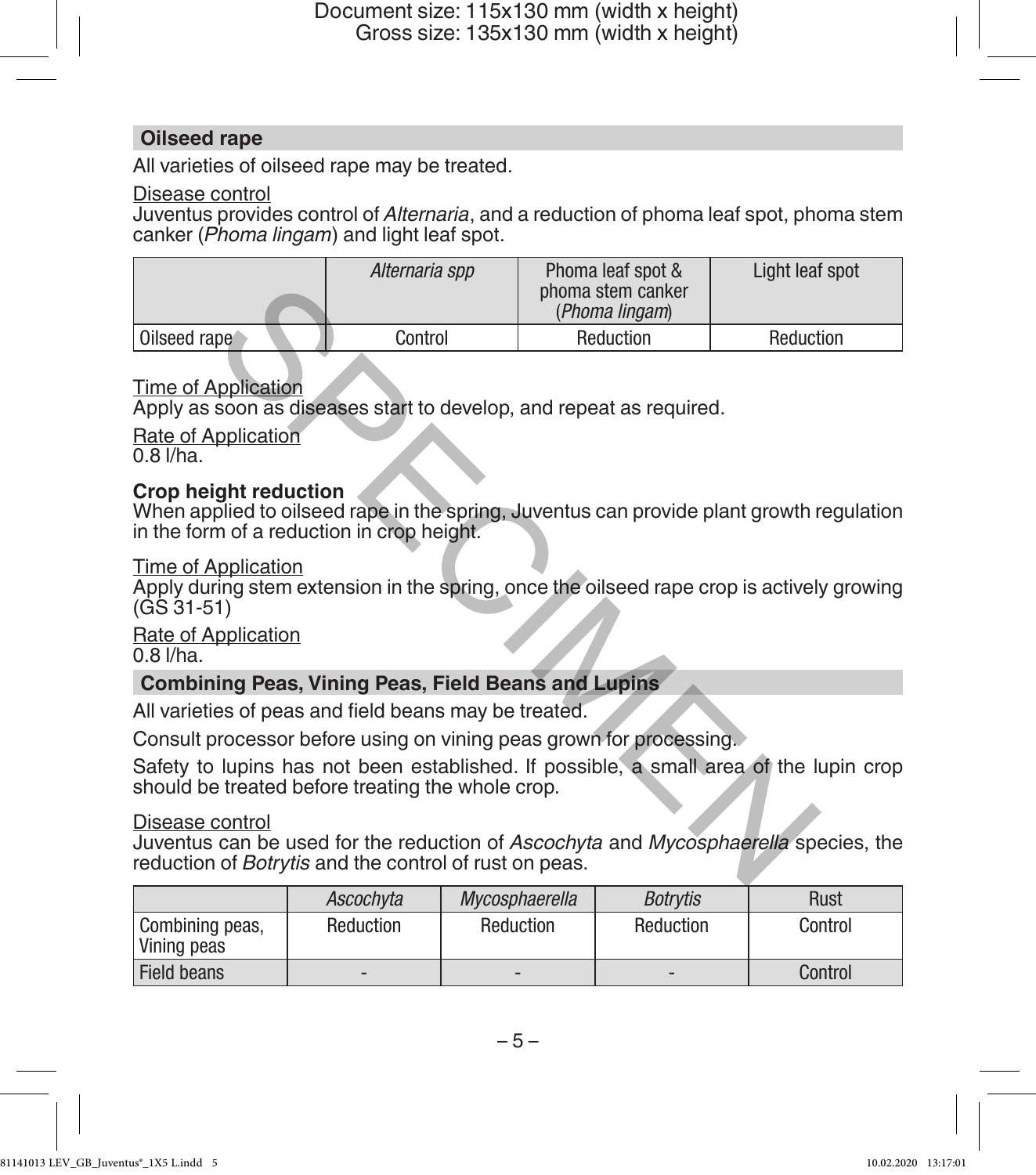## Oilseed rape

All varieties of oilseed rape may be treated.

Disease control

Juventus provides control of *Alternaria*, and a reduction of phoma leaf spot, phoma stem canker (*Phoma lingam*) and light leaf spot.

| | *Alternaria spp* | Phoma leaf spot & phoma stem canker (*Phoma lingam*) | Light leaf spot |
|---|---|---|---|
| Oilseed rape | Control | Reduction | Reduction |

Time of Application

Apply as soon as diseases start to develop, and repeat as required.

Rate of Application

0.8 l/ha.

**Crop height reduction**

When applied to oilseed rape in the spring, Juventus can provide plant growth regulation in the form of a reduction in crop height.

Time of Application

Apply during stem extension in the spring, once the oilseed rape crop is actively growing (GS 31-51)

Rate of Application

0.8 l/ha.

## Combining Peas, Vining Peas, Field Beans and Lupins

All varieties of peas and field beans may be treated.

Consult processor before using on vining peas grown for processing.

Safety to lupins has not been established. If possible, a small area of the lupin crop should be treated before treating the whole crop.

Disease control

Juventus can be used for the reduction of *Ascochyta* and *Mycosphaerella* species, the reduction of *Botrytis* and the control of rust on peas.

| | *Ascochyta* | *Mycosphaerella* | *Botrytis* | Rust |
|---|---|---|---|---|
| Combining peas, Vining peas | Reduction | Reduction | Reduction | Control |
| Field beans | - | - | - | Control |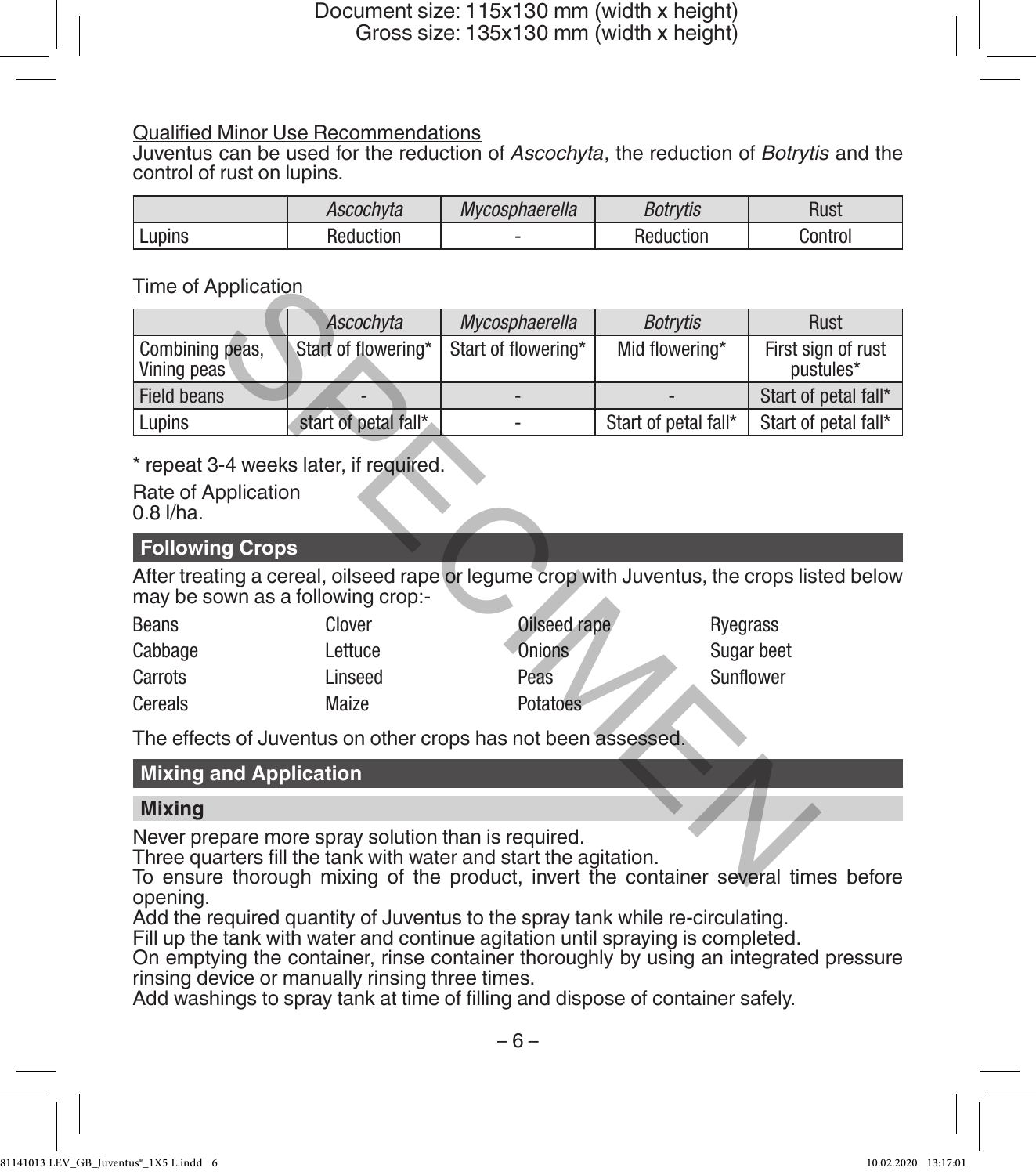Qualified Minor Use Recommendations

Juventus can be used for the reduction of *Ascochyta*, the reduction of *Botrytis* and the control of rust on lupins.

| | *Ascochyta* | *Mycosphaerella* | *Botrytis* | Rust |
|---|---|---|---|---|
| Lupins | Reduction | - | Reduction | Control |

Time of Application

| | *Ascochyta* | *Mycosphaerella* | *Botrytis* | Rust |
|---|---|---|---|---|
| Combining peas, Vining peas | Start of flowering* | Start of flowering* | Mid flowering* | First sign of rust pustules* |
| Field beans | - | - | - | Start of petal fall* |
| Lupins | start of petal fall* | - | Start of petal fall* | Start of petal fall* |

\* repeat 3-4 weeks later, if required.

Rate of Application

0.8 l/ha.

## Following Crops

After treating a cereal, oilseed rape or legume crop with Juventus, the crops listed below may be sown as a following crop:-

| | | | |
|---|---|---|---|
| Beans | Clover | Oilseed rape | Ryegrass |
| Cabbage | Lettuce | Onions | Sugar beet |
| Carrots | Linseed | Peas | Sunflower |
| Cereals | Maize | Potatoes | |

The effects of Juventus on other crops has not been assessed.

## Mixing and Application

### Mixing

Never prepare more spray solution than is required.

Three quarters fill the tank with water and start the agitation.

To ensure thorough mixing of the product, invert the container several times before opening.

Add the required quantity of Juventus to the spray tank while re-circulating.

Fill up the tank with water and continue agitation until spraying is completed.

On emptying the container, rinse container thoroughly by using an integrated pressure rinsing device or manually rinsing three times.

Add washings to spray tank at time of filling and dispose of container safely.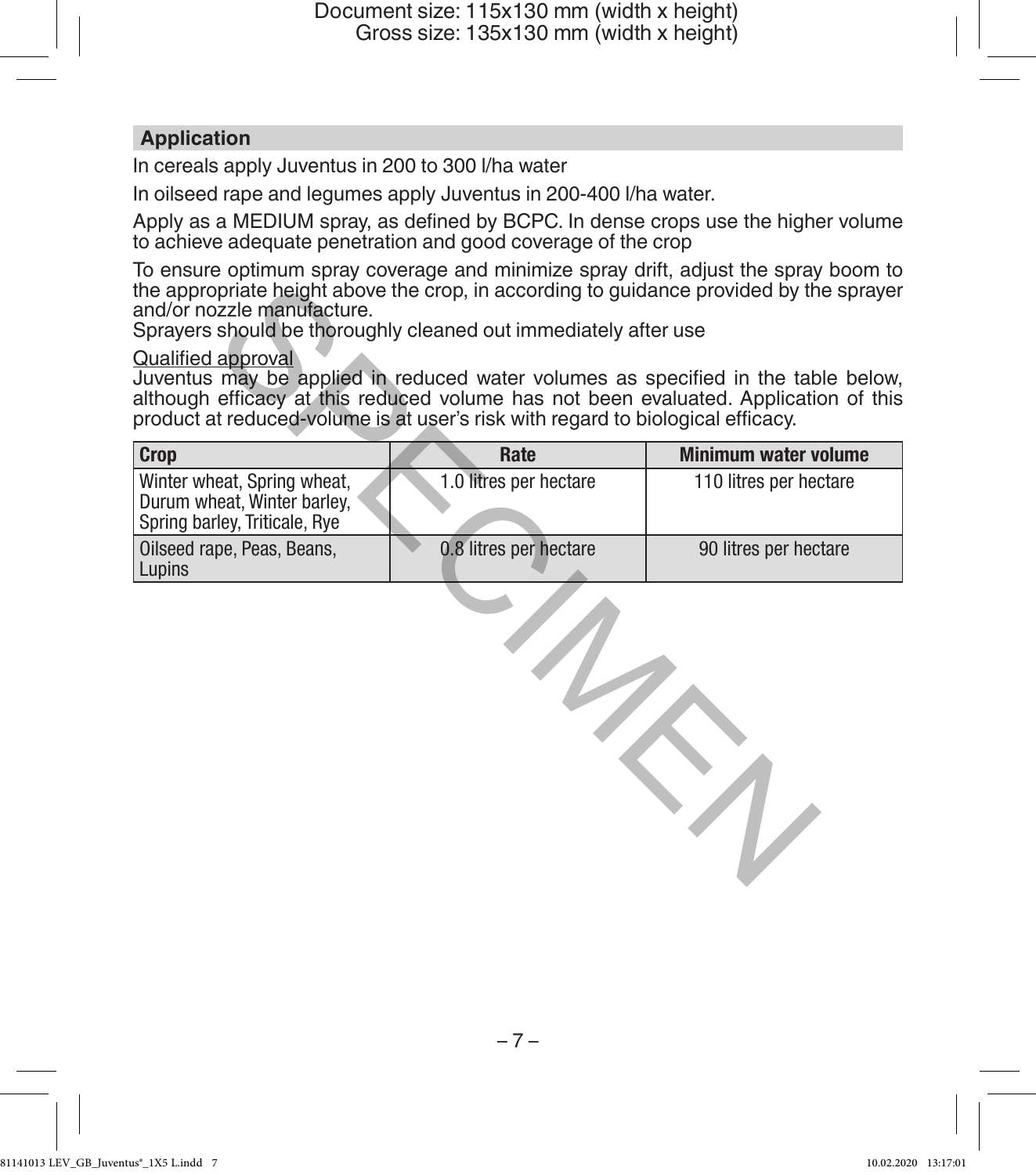## Application

In cereals apply Juventus in 200 to 300 l/ha water

In oilseed rape and legumes apply Juventus in 200-400 l/ha water.

Apply as a MEDIUM spray, as defined by BCPC. In dense crops use the higher volume to achieve adequate penetration and good coverage of the crop

To ensure optimum spray coverage and minimize spray drift, adjust the spray boom to the appropriate height above the crop, in according to guidance provided by the sprayer and/or nozzle manufacture.
Sprayers should be thoroughly cleaned out immediately after use

Qualified approval
Juventus may be applied in reduced water volumes as specified in the table below, although efficacy at this reduced volume has not been evaluated. Application of this product at reduced-volume is at user's risk with regard to biological efficacy.

| Crop | Rate | Minimum water volume |
|---|---|---|
| Winter wheat, Spring wheat, Durum wheat, Winter barley, Spring barley, Triticale, Rye | 1.0 litres per hectare | 110 litres per hectare |
| Oilseed rape, Peas, Beans, Lupins | 0.8 litres per hectare | 90 litres per hectare |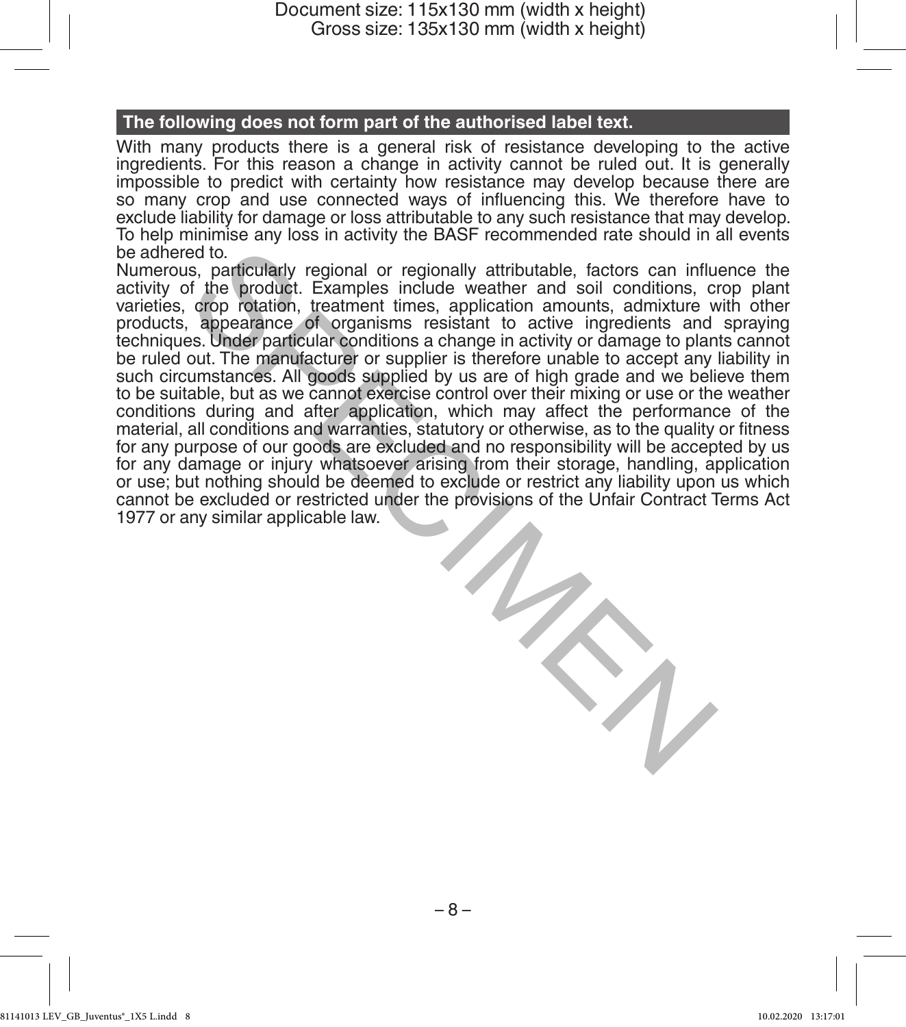**The following does not form part of the authorised label text.**

With many products there is a general risk of resistance developing to the active ingredients. For this reason a change in activity cannot be ruled out. It is generally impossible to predict with certainty how resistance may develop because there are so many crop and use connected ways of influencing this. We therefore have to exclude liability for damage or loss attributable to any such resistance that may develop. To help minimise any loss in activity the BASF recommended rate should in all events be adhered to.

Numerous, particularly regional or regionally attributable, factors can influence the activity of the product. Examples include weather and soil conditions, crop plant varieties, crop rotation, treatment times, application amounts, admixture with other products, appearance of organisms resistant to active ingredients and spraying techniques. Under particular conditions a change in activity or damage to plants cannot be ruled out. The manufacturer or supplier is therefore unable to accept any liability in such circumstances. All goods supplied by us are of high grade and we believe them to be suitable, but as we cannot exercise control over their mixing or use or the weather conditions during and after application, which may affect the performance of the material, all conditions and warranties, statutory or otherwise, as to the quality or fitness for any purpose of our goods are excluded and no responsibility will be accepted by us for any damage or injury whatsoever arising from their storage, handling, application or use; but nothing should be deemed to exclude or restrict any liability upon us which cannot be excluded or restricted under the provisions of the Unfair Contract Terms Act 1977 or any similar applicable law.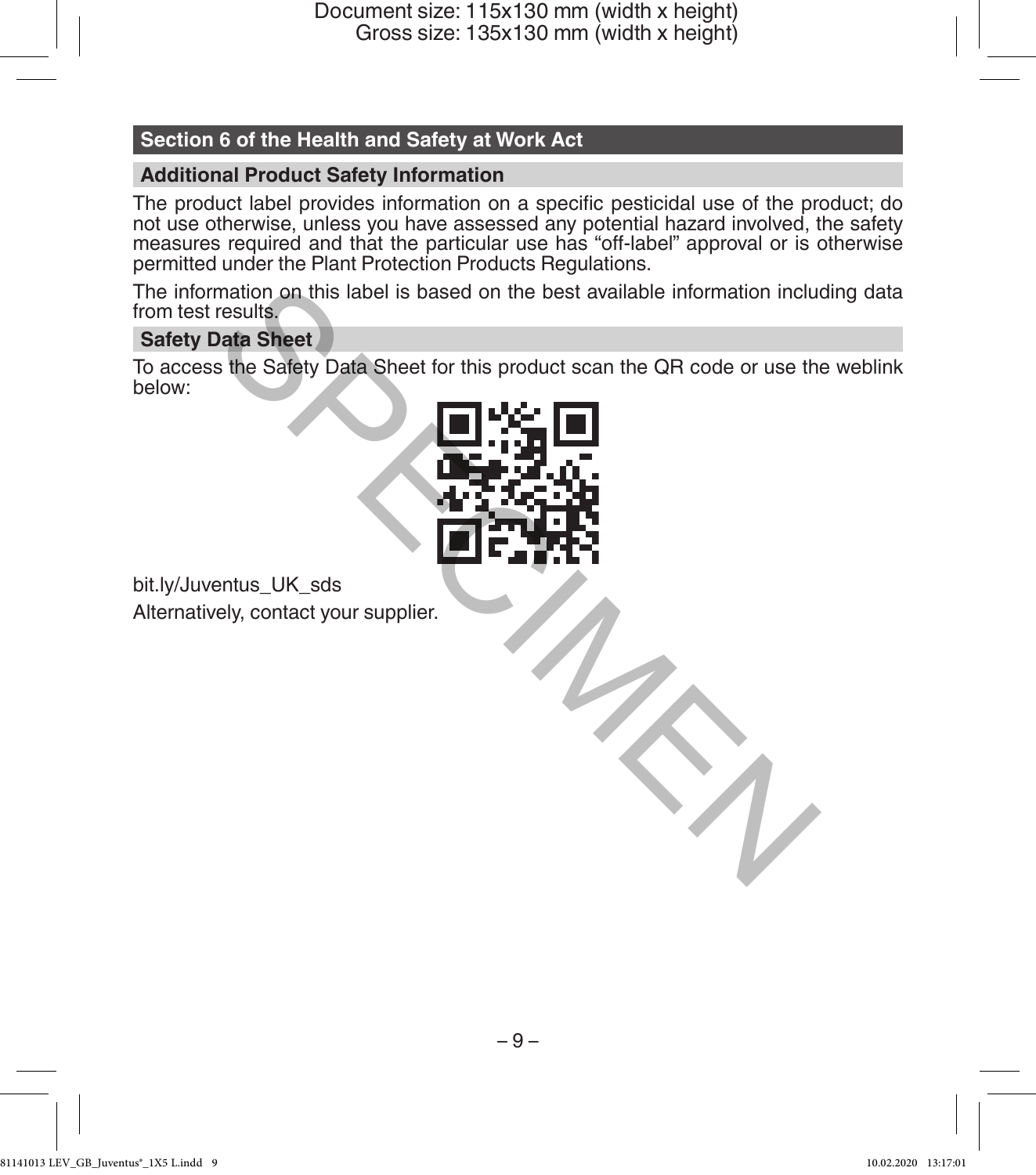## Section 6 of the Health and Safety at Work Act

### Additional Product Safety Information

The product label provides information on a specific pesticidal use of the product; do not use otherwise, unless you have assessed any potential hazard involved, the safety measures required and that the particular use has "off-label" approval or is otherwise permitted under the Plant Protection Products Regulations.

The information on this label is based on the best available information including data from test results.

### Safety Data Sheet

To access the Safety Data Sheet for this product scan the QR code or use the weblink below:

bit.ly/Juventus_UK_sds

Alternatively, contact your supplier.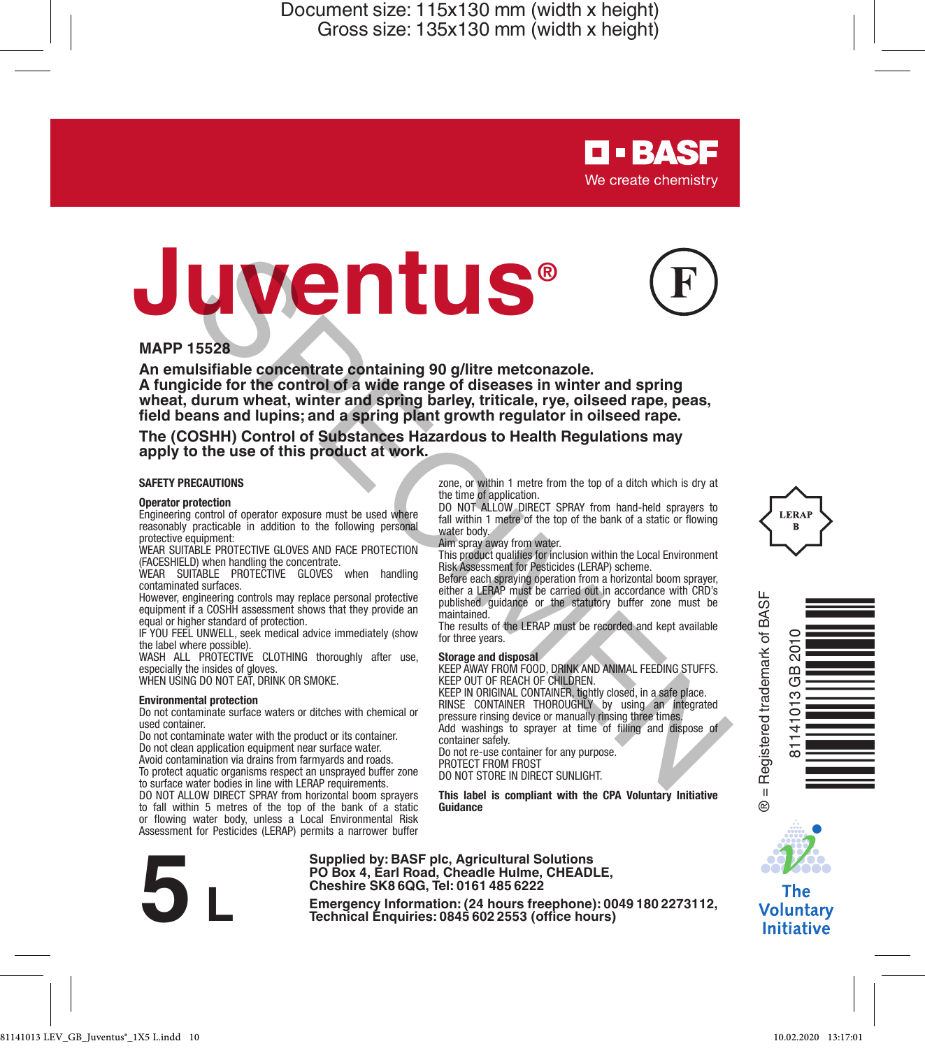Document size: 115x130 mm (width x height)
Gross size: 135x130 mm (width x height)

BASF
We create chemistry

# Juventus®

MAPP 15528

**An emulsifiable concentrate containing 90 g/litre metconazole.**
**A fungicide for the control of a wide range of diseases in winter and spring wheat, durum wheat, winter and spring barley, triticale, rye, oilseed rape, peas, field beans and lupins; and a spring plant growth regulator in oilseed rape.**

**The (COSHH) Control of Substances Hazardous to Health Regulations may apply to the use of this product at work.**

## SAFETY PRECAUTIONS

### Operator protection

Engineering control of operator exposure must be used where reasonably practicable in addition to the following personal protective equipment:
WEAR SUITABLE PROTECTIVE GLOVES AND FACE PROTECTION (FACESHIELD) when handling the concentrate.
WEAR SUITABLE PROTECTIVE GLOVES when handling contaminated surfaces.
However, engineering controls may replace personal protective equipment if a COSHH assessment shows that they provide an equal or higher standard of protection.
IF YOU FEEL UNWELL, seek medical advice immediately (show the label where possible).
WASH ALL PROTECTIVE CLOTHING thoroughly after use, especially the insides of gloves.
WHEN USING DO NOT EAT, DRINK OR SMOKE.

### Environmental protection

Do not contaminate surface waters or ditches with chemical or used container.
Do not contaminate water with the product or its container.
Do not clean application equipment near surface water.
Avoid contamination via drains from farmyards and roads.
To protect aquatic organisms respect an unsprayed buffer zone to surface water bodies in line with LERAP requirements.
DO NOT ALLOW DIRECT SPRAY from horizontal boom sprayers to fall within 5 metres of the top of the bank of a static or flowing water body, unless a Local Environmental Risk Assessment for Pesticides (LERAP) permits a narrower buffer zone, or within 1 metre from the top of a ditch which is dry at the time of application.
DO NOT ALLOW DIRECT SPRAY from hand-held sprayers to fall within 1 metre of the top of the bank of a static or flowing water body.
Aim spray away from water.
This product qualifies for inclusion within the Local Environment Risk Assessment for Pesticides (LERAP) scheme.
Before each spraying operation from a horizontal boom sprayer, either a LERAP must be carried out in accordance with CRD's published guidance or the statutory buffer zone must be maintained.
The results of the LERAP must be recorded and kept available for three years.

### Storage and disposal

KEEP AWAY FROM FOOD, DRINK AND ANIMAL FEEDING STUFFS.
KEEP OUT OF REACH OF CHILDREN.
KEEP IN ORIGINAL CONTAINER, tightly closed, in a safe place.
RINSE CONTAINER THOROUGHLY by using an integrated pressure rinsing device or manually rinsing three times.
Add washings to sprayer at time of filling and dispose of container safely.
Do not re-use container for any purpose.
PROTECT FROM FROST
DO NOT STORE IN DIRECT SUNLIGHT.

**This label is compliant with the CPA Voluntary Initiative Guidance**

LERAP B

® = Registered trademark of BASF

81141013 GB 2010

**5 L**

**Supplied by: BASF plc, Agricultural Solutions**
**PO Box 4, Earl Road, Cheadle Hulme, CHEADLE, Cheshire SK8 6QG, Tel: 0161 485 6222**

**Emergency Information: (24 hours freephone): 0049 180 2273112,**
**Technical Enquiries: 0845 602 2553 (office hours)**

The Voluntary Initiative